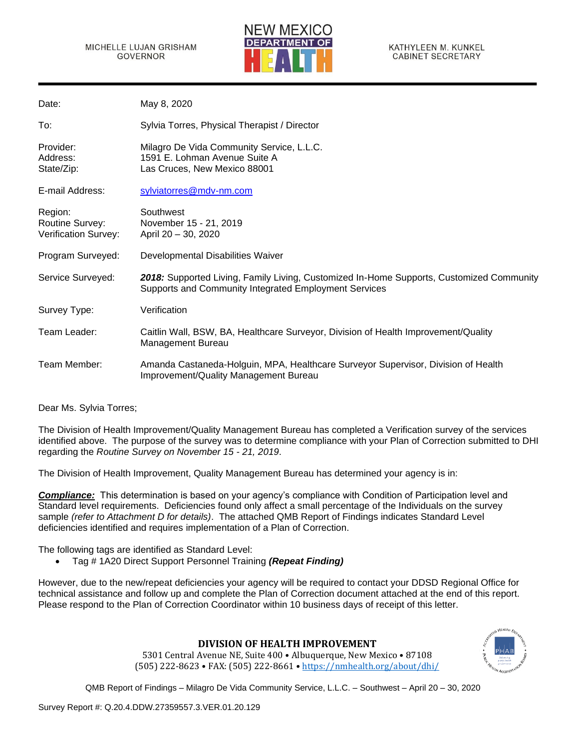MICHELLE LUJAN GRISHAM
GOVERNOR

NEW MEXICO DEPARTMENT OF HEALTH

KATHYLEEN M. KUNKEL
CABINET SECRETARY

| | |
|---|---|
| Date: | May 8, 2020 |
| To: | Sylvia Torres, Physical Therapist / Director |
| Provider: | Milagro De Vida Community Service, L.L.C. |
| Address: | 1591 E. Lohman Avenue Suite A |
| State/Zip: | Las Cruces, New Mexico 88001 |
| E-mail Address: | sylviatorres@mdv-nm.com |
| Region: | Southwest |
| Routine Survey: | November 15 - 21, 2019 |
| Verification Survey: | April 20 – 30, 2020 |
| Program Surveyed: | Developmental Disabilities Waiver |
| Service Surveyed: | ***2018:*** Supported Living, Family Living, Customized In-Home Supports, Customized Community Supports and Community Integrated Employment Services |
| Survey Type: | Verification |
| Team Leader: | Caitlin Wall, BSW, BA, Healthcare Surveyor, Division of Health Improvement/Quality Management Bureau |
| Team Member: | Amanda Castaneda-Holguin, MPA, Healthcare Surveyor Supervisor, Division of Health Improvement/Quality Management Bureau |

Dear Ms. Sylvia Torres;

The Division of Health Improvement/Quality Management Bureau has completed a Verification survey of the services identified above. The purpose of the survey was to determine compliance with your Plan of Correction submitted to DHI regarding the *Routine Survey on November 15 - 21, 2019*.

The Division of Health Improvement, Quality Management Bureau has determined your agency is in:

***Compliance:*** This determination is based on your agency's compliance with Condition of Participation level and Standard level requirements. Deficiencies found only affect a small percentage of the Individuals on the survey sample *(refer to Attachment D for details)*. The attached QMB Report of Findings indicates Standard Level deficiencies identified and requires implementation of a Plan of Correction.

The following tags are identified as Standard Level:

- Tag # 1A20 Direct Support Personnel Training ***(Repeat Finding)***

However, due to the new/repeat deficiencies your agency will be required to contact your DDSD Regional Office for technical assistance and follow up and complete the Plan of Correction document attached at the end of this report. Please respond to the Plan of Correction Coordinator within 10 business days of receipt of this letter.

**DIVISION OF HEALTH IMPROVEMENT**
5301 Central Avenue NE, Suite 400 • Albuquerque, New Mexico • 87108
(505) 222-8623 • FAX: (505) 222-8661 • https://nmhealth.org/about/dhi/

QMB Report of Findings – Milagro De Vida Community Service, L.L.C. – Southwest – April 20 – 30, 2020

Survey Report #: Q.20.4.DDW.27359557.3.VER.01.20.129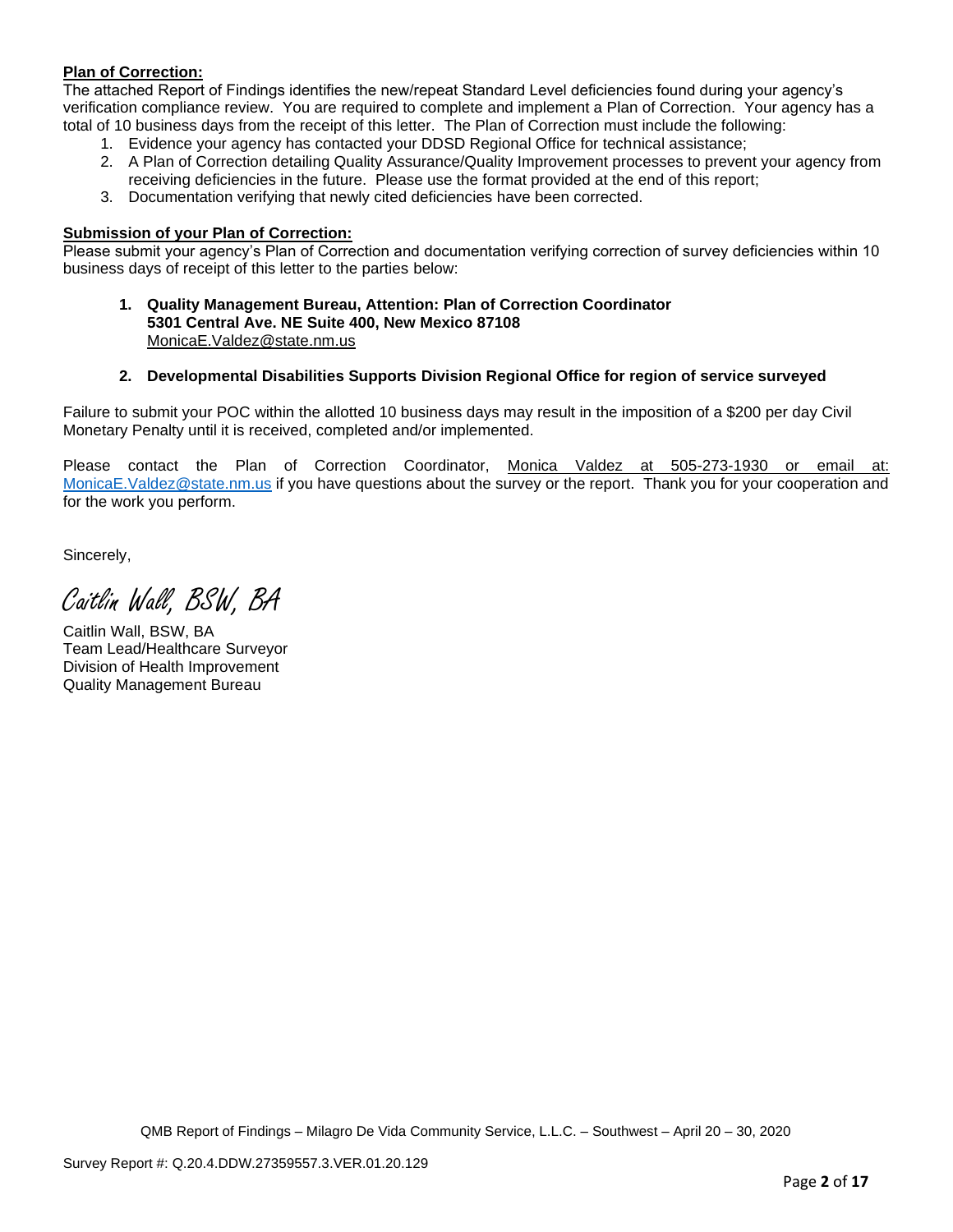**Plan of Correction:**

The attached Report of Findings identifies the new/repeat Standard Level deficiencies found during your agency's verification compliance review. You are required to complete and implement a Plan of Correction. Your agency has a total of 10 business days from the receipt of this letter. The Plan of Correction must include the following:

1. Evidence your agency has contacted your DDSD Regional Office for technical assistance;
2. A Plan of Correction detailing Quality Assurance/Quality Improvement processes to prevent your agency from receiving deficiencies in the future. Please use the format provided at the end of this report;
3. Documentation verifying that newly cited deficiencies have been corrected.

**Submission of your Plan of Correction:**

Please submit your agency's Plan of Correction and documentation verifying correction of survey deficiencies within 10 business days of receipt of this letter to the parties below:

1. **Quality Management Bureau, Attention: Plan of Correction Coordinator**
   **5301 Central Ave. NE Suite 400, New Mexico 87108**
   MonicaE.Valdez@state.nm.us

2. **Developmental Disabilities Supports Division Regional Office for region of service surveyed**

Failure to submit your POC within the allotted 10 business days may result in the imposition of a $200 per day Civil Monetary Penalty until it is received, completed and/or implemented.

Please contact the Plan of Correction Coordinator, Monica Valdez at 505-273-1930 or email at: MonicaE.Valdez@state.nm.us if you have questions about the survey or the report. Thank you for your cooperation and for the work you perform.

Sincerely,

*Caitlin Wall, BSW, BA*

Caitlin Wall, BSW, BA
Team Lead/Healthcare Surveyor
Division of Health Improvement
Quality Management Bureau

QMB Report of Findings – Milagro De Vida Community Service, L.L.C. – Southwest – April 20 – 30, 2020

Survey Report #: Q.20.4.DDW.27359557.3.VER.01.20.129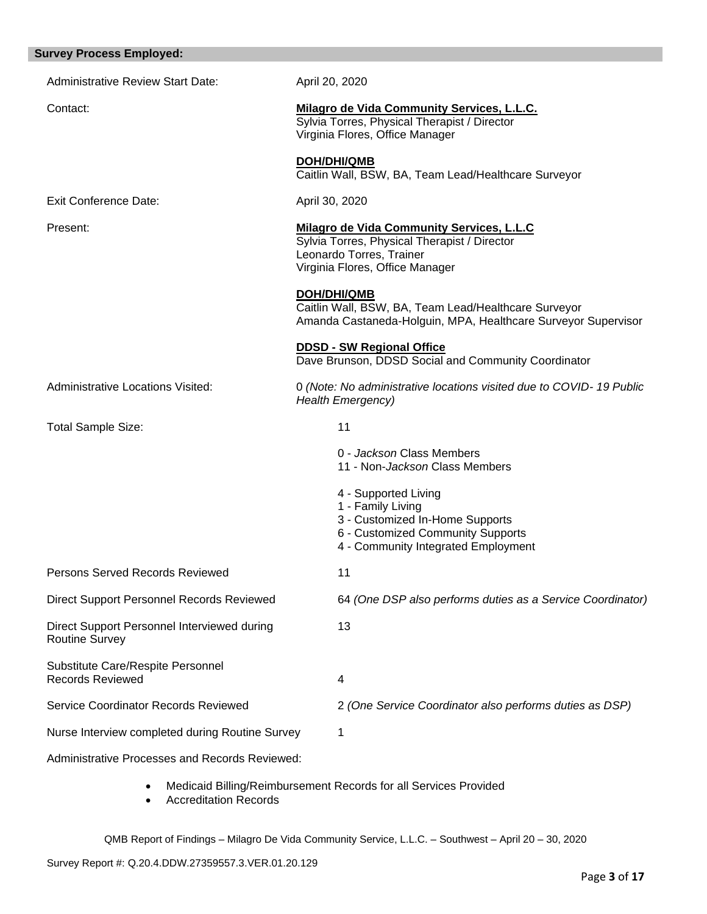## Survey Process Employed:

| | |
|---|---|
| Administrative Review Start Date: | April 20, 2020 |
| Contact: | **Milagro de Vida Community Services, L.L.C.**<br>Sylvia Torres, Physical Therapist / Director<br>Virginia Flores, Office Manager<br><br>**DOH/DHI/QMB**<br>Caitlin Wall, BSW, BA, Team Lead/Healthcare Surveyor |
| Exit Conference Date: | April 30, 2020 |
| Present: | **Milagro de Vida Community Services, L.L.C**<br>Sylvia Torres, Physical Therapist / Director<br>Leonardo Torres, Trainer<br>Virginia Flores, Office Manager<br><br>**DOH/DHI/QMB**<br>Caitlin Wall, BSW, BA, Team Lead/Healthcare Surveyor<br>Amanda Castaneda-Holguin, MPA, Healthcare Surveyor Supervisor<br><br>**DDSD - SW Regional Office**<br>Dave Brunson, DDSD Social and Community Coordinator |
| Administrative Locations Visited: | 0 *(Note: No administrative locations visited due to COVID- 19 Public Health Emergency)* |
| Total Sample Size: | 11<br><br>0 - *Jackson* Class Members<br>11 - Non-*Jackson* Class Members<br><br>4 - Supported Living<br>1 - Family Living<br>3 - Customized In-Home Supports<br>6 - Customized Community Supports<br>4 - Community Integrated Employment |
| Persons Served Records Reviewed | 11 |
| Direct Support Personnel Records Reviewed | 64 *(One DSP also performs duties as a Service Coordinator)* |
| Direct Support Personnel Interviewed during Routine Survey | 13 |
| Substitute Care/Respite Personnel Records Reviewed | 4 |
| Service Coordinator Records Reviewed | 2 *(One Service Coordinator also performs duties as DSP)* |
| Nurse Interview completed during Routine Survey | 1 |

Administrative Processes and Records Reviewed:

- Medicaid Billing/Reimbursement Records for all Services Provided
- Accreditation Records

QMB Report of Findings – Milagro De Vida Community Service, L.L.C. – Southwest – April 20 – 30, 2020

Survey Report #: Q.20.4.DDW.27359557.3.VER.01.20.129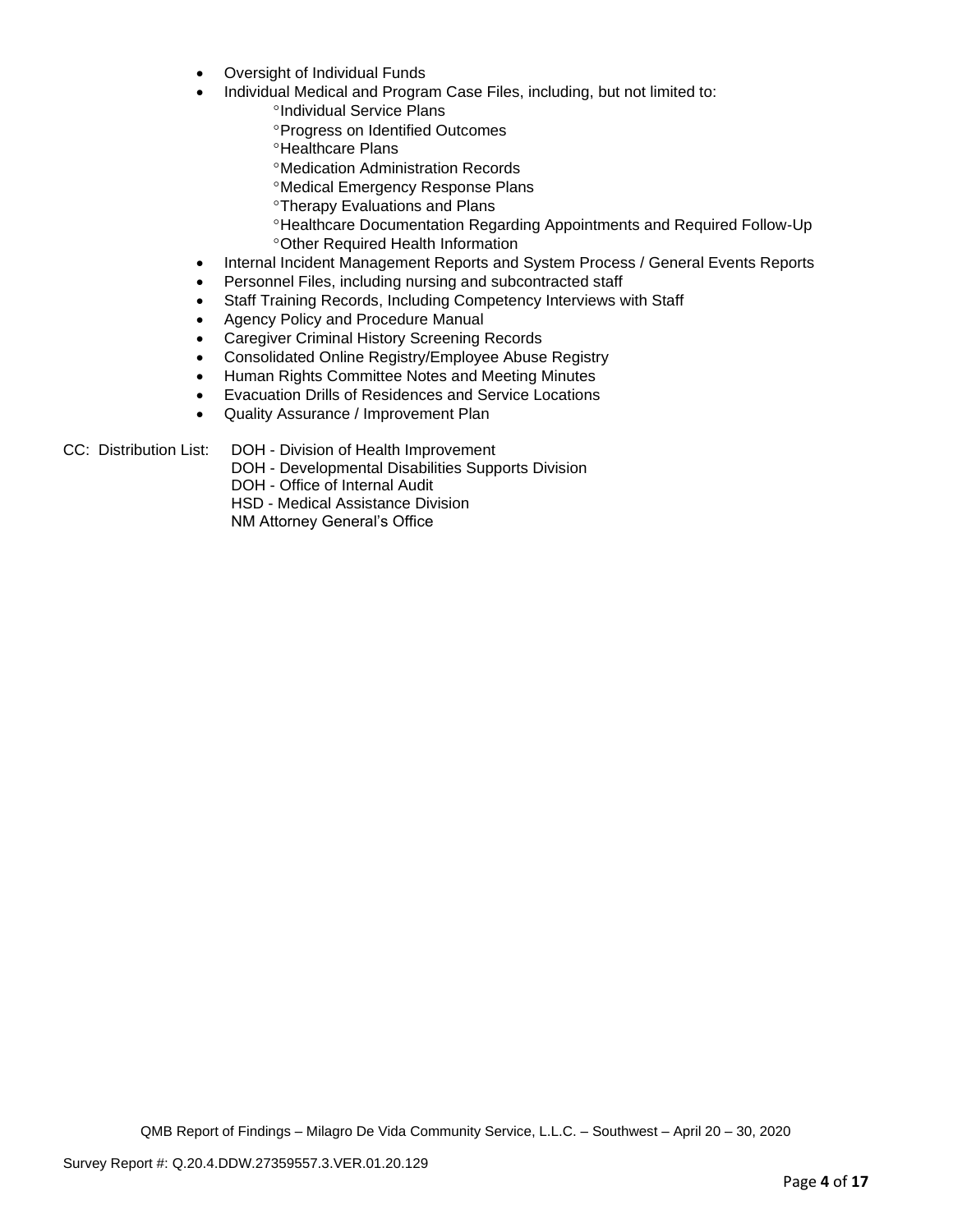- Oversight of Individual Funds
- Individual Medical and Program Case Files, including, but not limited to:
    - °Individual Service Plans
    - °Progress on Identified Outcomes
    - °Healthcare Plans
    - °Medication Administration Records
    - °Medical Emergency Response Plans
    - °Therapy Evaluations and Plans
    - °Healthcare Documentation Regarding Appointments and Required Follow-Up
    - °Other Required Health Information
- Internal Incident Management Reports and System Process / General Events Reports
- Personnel Files, including nursing and subcontracted staff
- Staff Training Records, Including Competency Interviews with Staff
- Agency Policy and Procedure Manual
- Caregiver Criminal History Screening Records
- Consolidated Online Registry/Employee Abuse Registry
- Human Rights Committee Notes and Meeting Minutes
- Evacuation Drills of Residences and Service Locations
- Quality Assurance / Improvement Plan

CC: Distribution List:
DOH - Division of Health Improvement
DOH - Developmental Disabilities Supports Division
DOH - Office of Internal Audit
HSD - Medical Assistance Division
NM Attorney General's Office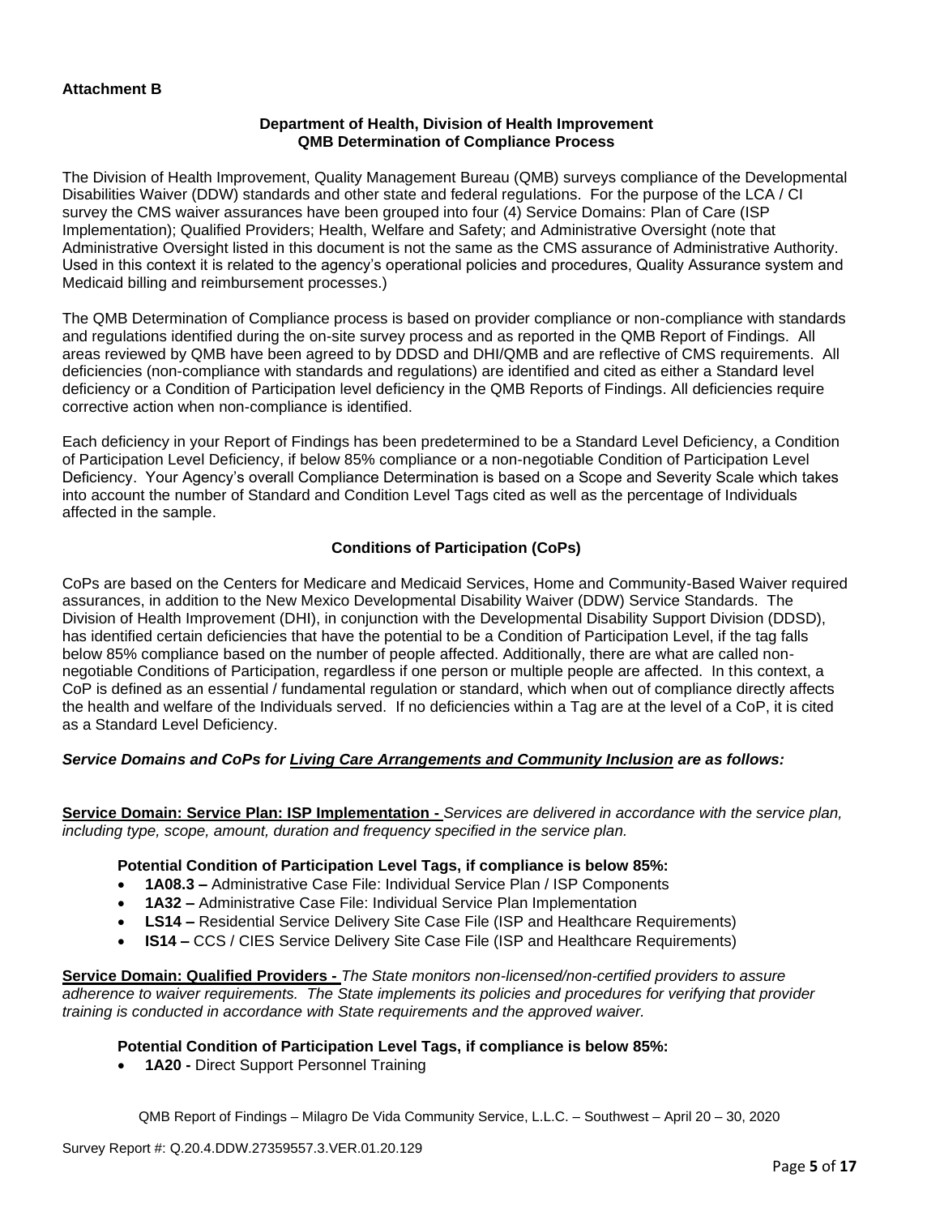**Attachment B**

**Department of Health, Division of Health Improvement**
**QMB Determination of Compliance Process**

The Division of Health Improvement, Quality Management Bureau (QMB) surveys compliance of the Developmental Disabilities Waiver (DDW) standards and other state and federal regulations. For the purpose of the LCA / CI survey the CMS waiver assurances have been grouped into four (4) Service Domains: Plan of Care (ISP Implementation); Qualified Providers; Health, Welfare and Safety; and Administrative Oversight (note that Administrative Oversight listed in this document is not the same as the CMS assurance of Administrative Authority. Used in this context it is related to the agency's operational policies and procedures, Quality Assurance system and Medicaid billing and reimbursement processes.)

The QMB Determination of Compliance process is based on provider compliance or non-compliance with standards and regulations identified during the on-site survey process and as reported in the QMB Report of Findings. All areas reviewed by QMB have been agreed to by DDSD and DHI/QMB and are reflective of CMS requirements. All deficiencies (non-compliance with standards and regulations) are identified and cited as either a Standard level deficiency or a Condition of Participation level deficiency in the QMB Reports of Findings. All deficiencies require corrective action when non-compliance is identified.

Each deficiency in your Report of Findings has been predetermined to be a Standard Level Deficiency, a Condition of Participation Level Deficiency, if below 85% compliance or a non-negotiable Condition of Participation Level Deficiency. Your Agency's overall Compliance Determination is based on a Scope and Severity Scale which takes into account the number of Standard and Condition Level Tags cited as well as the percentage of Individuals affected in the sample.

**Conditions of Participation (CoPs)**

CoPs are based on the Centers for Medicare and Medicaid Services, Home and Community-Based Waiver required assurances, in addition to the New Mexico Developmental Disability Waiver (DDW) Service Standards. The Division of Health Improvement (DHI), in conjunction with the Developmental Disability Support Division (DDSD), has identified certain deficiencies that have the potential to be a Condition of Participation Level, if the tag falls below 85% compliance based on the number of people affected. Additionally, there are what are called non-negotiable Conditions of Participation, regardless if one person or multiple people are affected. In this context, a CoP is defined as an essential / fundamental regulation or standard, which when out of compliance directly affects the health and welfare of the Individuals served. If no deficiencies within a Tag are at the level of a CoP, it is cited as a Standard Level Deficiency.

***Service Domains and CoPs for Living Care Arrangements and Community Inclusion are as follows:***

**Service Domain: Service Plan: ISP Implementation -** *Services are delivered in accordance with the service plan, including type, scope, amount, duration and frequency specified in the service plan.*

**Potential Condition of Participation Level Tags, if compliance is below 85%:**

- **1A08.3 –** Administrative Case File: Individual Service Plan / ISP Components
- **1A32 –** Administrative Case File: Individual Service Plan Implementation
- **LS14 –** Residential Service Delivery Site Case File (ISP and Healthcare Requirements)
- **IS14 –** CCS / CIES Service Delivery Site Case File (ISP and Healthcare Requirements)

**Service Domain: Qualified Providers -** *The State monitors non-licensed/non-certified providers to assure adherence to waiver requirements. The State implements its policies and procedures for verifying that provider training is conducted in accordance with State requirements and the approved waiver.*

**Potential Condition of Participation Level Tags, if compliance is below 85%:**

- **1A20 -** Direct Support Personnel Training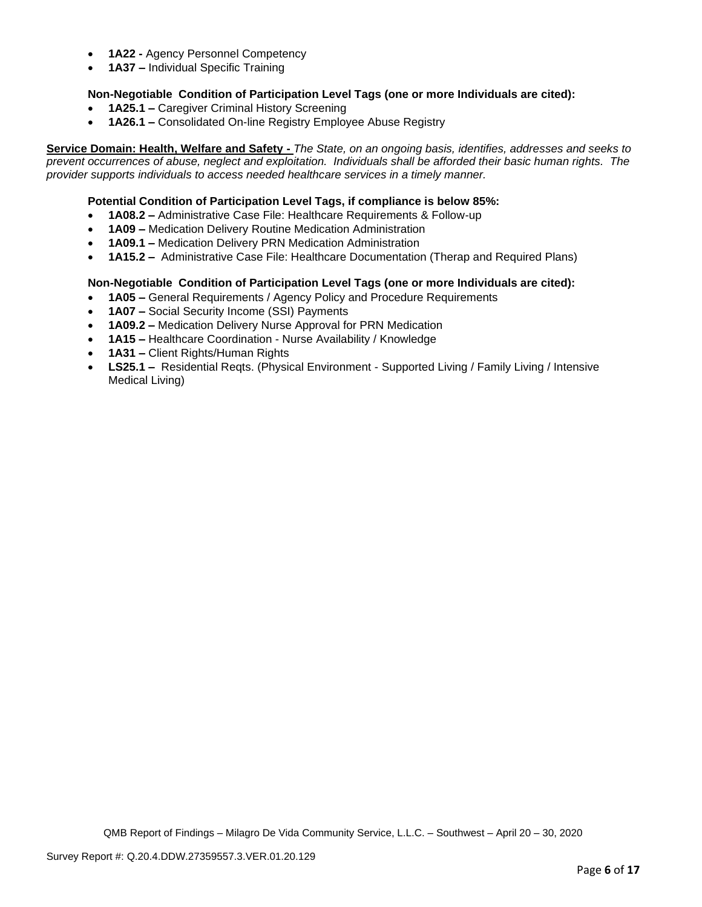- **1A22 -** Agency Personnel Competency
- **1A37 –** Individual Specific Training

**Non-Negotiable Condition of Participation Level Tags (one or more Individuals are cited):**

- **1A25.1 –** Caregiver Criminal History Screening
- **1A26.1 –** Consolidated On-line Registry Employee Abuse Registry

**Service Domain: Health, Welfare and Safety -** *The State, on an ongoing basis, identifies, addresses and seeks to prevent occurrences of abuse, neglect and exploitation. Individuals shall be afforded their basic human rights. The provider supports individuals to access needed healthcare services in a timely manner.*

**Potential Condition of Participation Level Tags, if compliance is below 85%:**

- **1A08.2 –** Administrative Case File: Healthcare Requirements & Follow-up
- **1A09 –** Medication Delivery Routine Medication Administration
- **1A09.1 –** Medication Delivery PRN Medication Administration
- **1A15.2 –** Administrative Case File: Healthcare Documentation (Therap and Required Plans)

**Non-Negotiable Condition of Participation Level Tags (one or more Individuals are cited):**

- **1A05 –** General Requirements / Agency Policy and Procedure Requirements
- **1A07 –** Social Security Income (SSI) Payments
- **1A09.2 –** Medication Delivery Nurse Approval for PRN Medication
- **1A15 –** Healthcare Coordination - Nurse Availability / Knowledge
- **1A31 –** Client Rights/Human Rights
- **LS25.1 –** Residential Reqts. (Physical Environment - Supported Living / Family Living / Intensive Medical Living)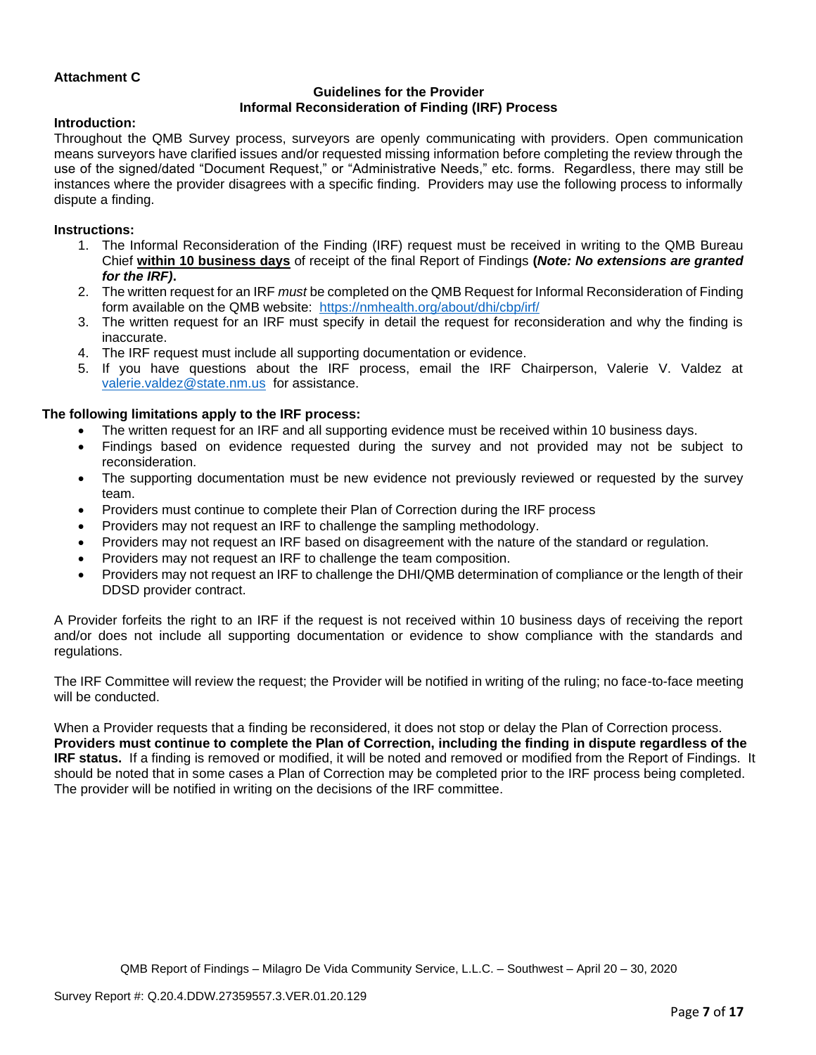**Attachment C**

**Guidelines for the Provider**
**Informal Reconsideration of Finding (IRF) Process**

**Introduction:**
Throughout the QMB Survey process, surveyors are openly communicating with providers. Open communication means surveyors have clarified issues and/or requested missing information before completing the review through the use of the signed/dated "Document Request," or "Administrative Needs," etc. forms. Regardless, there may still be instances where the provider disagrees with a specific finding. Providers may use the following process to informally dispute a finding.

**Instructions:**

1. The Informal Reconsideration of the Finding (IRF) request must be received in writing to the QMB Bureau Chief **within 10 business days** of receipt of the final Report of Findings **(*Note: No extensions are granted for the IRF)*.**
2. The written request for an IRF *must* be completed on the QMB Request for Informal Reconsideration of Finding form available on the QMB website: https://nmhealth.org/about/dhi/cbp/irf/
3. The written request for an IRF must specify in detail the request for reconsideration and why the finding is inaccurate.
4. The IRF request must include all supporting documentation or evidence.
5. If you have questions about the IRF process, email the IRF Chairperson, Valerie V. Valdez at valerie.valdez@state.nm.us for assistance.

**The following limitations apply to the IRF process:**

- The written request for an IRF and all supporting evidence must be received within 10 business days.
- Findings based on evidence requested during the survey and not provided may not be subject to reconsideration.
- The supporting documentation must be new evidence not previously reviewed or requested by the survey team.
- Providers must continue to complete their Plan of Correction during the IRF process
- Providers may not request an IRF to challenge the sampling methodology.
- Providers may not request an IRF based on disagreement with the nature of the standard or regulation.
- Providers may not request an IRF to challenge the team composition.
- Providers may not request an IRF to challenge the DHI/QMB determination of compliance or the length of their DDSD provider contract.

A Provider forfeits the right to an IRF if the request is not received within 10 business days of receiving the report and/or does not include all supporting documentation or evidence to show compliance with the standards and regulations.

The IRF Committee will review the request; the Provider will be notified in writing of the ruling; no face-to-face meeting will be conducted.

When a Provider requests that a finding be reconsidered, it does not stop or delay the Plan of Correction process. **Providers must continue to complete the Plan of Correction, including the finding in dispute regardless of the IRF status.** If a finding is removed or modified, it will be noted and removed or modified from the Report of Findings. It should be noted that in some cases a Plan of Correction may be completed prior to the IRF process being completed. The provider will be notified in writing on the decisions of the IRF committee.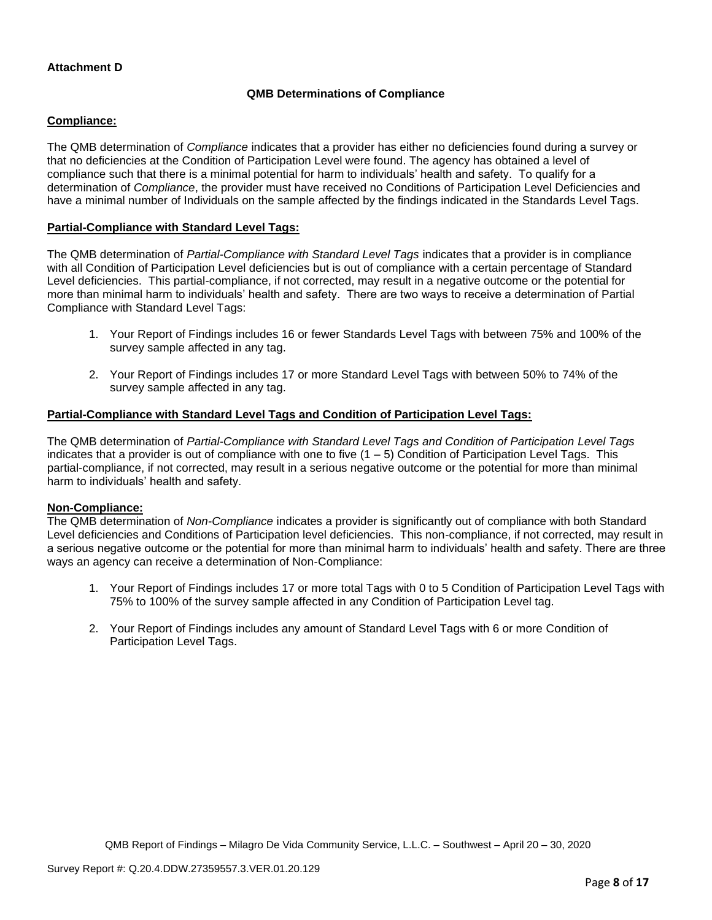**Attachment D**

**QMB Determinations of Compliance**

**Compliance:**

The QMB determination of *Compliance* indicates that a provider has either no deficiencies found during a survey or that no deficiencies at the Condition of Participation Level were found. The agency has obtained a level of compliance such that there is a minimal potential for harm to individuals' health and safety. To qualify for a determination of *Compliance*, the provider must have received no Conditions of Participation Level Deficiencies and have a minimal number of Individuals on the sample affected by the findings indicated in the Standards Level Tags.

**Partial-Compliance with Standard Level Tags:**

The QMB determination of *Partial-Compliance with Standard Level Tags* indicates that a provider is in compliance with all Condition of Participation Level deficiencies but is out of compliance with a certain percentage of Standard Level deficiencies. This partial-compliance, if not corrected, may result in a negative outcome or the potential for more than minimal harm to individuals' health and safety. There are two ways to receive a determination of Partial Compliance with Standard Level Tags:

1. Your Report of Findings includes 16 or fewer Standards Level Tags with between 75% and 100% of the survey sample affected in any tag.

2. Your Report of Findings includes 17 or more Standard Level Tags with between 50% to 74% of the survey sample affected in any tag.

**Partial-Compliance with Standard Level Tags and Condition of Participation Level Tags:**

The QMB determination of *Partial-Compliance with Standard Level Tags and Condition of Participation Level Tags* indicates that a provider is out of compliance with one to five (1 – 5) Condition of Participation Level Tags. This partial-compliance, if not corrected, may result in a serious negative outcome or the potential for more than minimal harm to individuals' health and safety.

**Non-Compliance:**

The QMB determination of *Non-Compliance* indicates a provider is significantly out of compliance with both Standard Level deficiencies and Conditions of Participation level deficiencies. This non-compliance, if not corrected, may result in a serious negative outcome or the potential for more than minimal harm to individuals' health and safety. There are three ways an agency can receive a determination of Non-Compliance:

1. Your Report of Findings includes 17 or more total Tags with 0 to 5 Condition of Participation Level Tags with 75% to 100% of the survey sample affected in any Condition of Participation Level tag.

2. Your Report of Findings includes any amount of Standard Level Tags with 6 or more Condition of Participation Level Tags.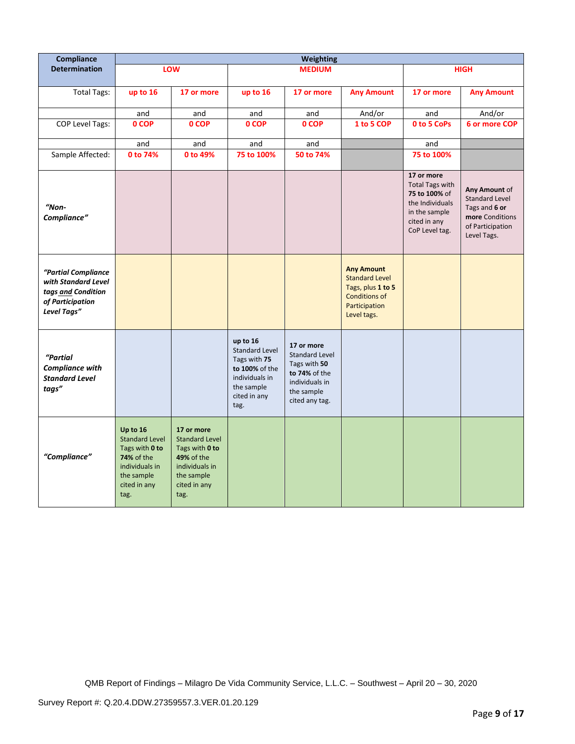| Compliance Determination | Weighting | | | | | | |
|---|---|---|---|---|---|---|---|
| | LOW | | MEDIUM | | | HIGH | |
| Total Tags: | up to 16 | 17 or more | up to 16 | 17 or more | Any Amount | 17 or more | Any Amount |
| | and | and | and | and | And/or | and | And/or |
| COP Level Tags: | 0 COP | 0 COP | 0 COP | 0 COP | 1 to 5 COP | 0 to 5 CoPs | 6 or more COP |
| | and | and | and | and | | and | |
| Sample Affected: | 0 to 74% | 0 to 49% | 75 to 100% | 50 to 74% | | 75 to 100% | |
| ***"Non-Compliance"*** | | | | | | **17 or more** Total Tags with **75 to 100%** of the Individuals in the sample cited in any CoP Level tag. | **Any Amount** of Standard Level Tags and **6 or more** Conditions of Participation Level Tags. |
| ***"Partial Compliance with Standard Level tags and Condition of Participation Level Tags"*** | | | | | **Any Amount** Standard Level Tags, plus **1 to 5** Conditions of Participation Level tags. | | |
| ***"Partial Compliance with Standard Level tags"*** | | | **up to 16** Standard Level Tags with **75 to 100%** of the individuals in the sample cited in any tag. | **17 or more** Standard Level Tags with **50 to 74%** of the individuals in the sample cited any tag. | | | |
| ***"Compliance"*** | **Up to 16** Standard Level Tags with **0 to 74%** of the individuals in the sample cited in any tag. | **17 or more** Standard Level Tags with **0 to 49%** of the individuals in the sample cited in any tag. | | | | | |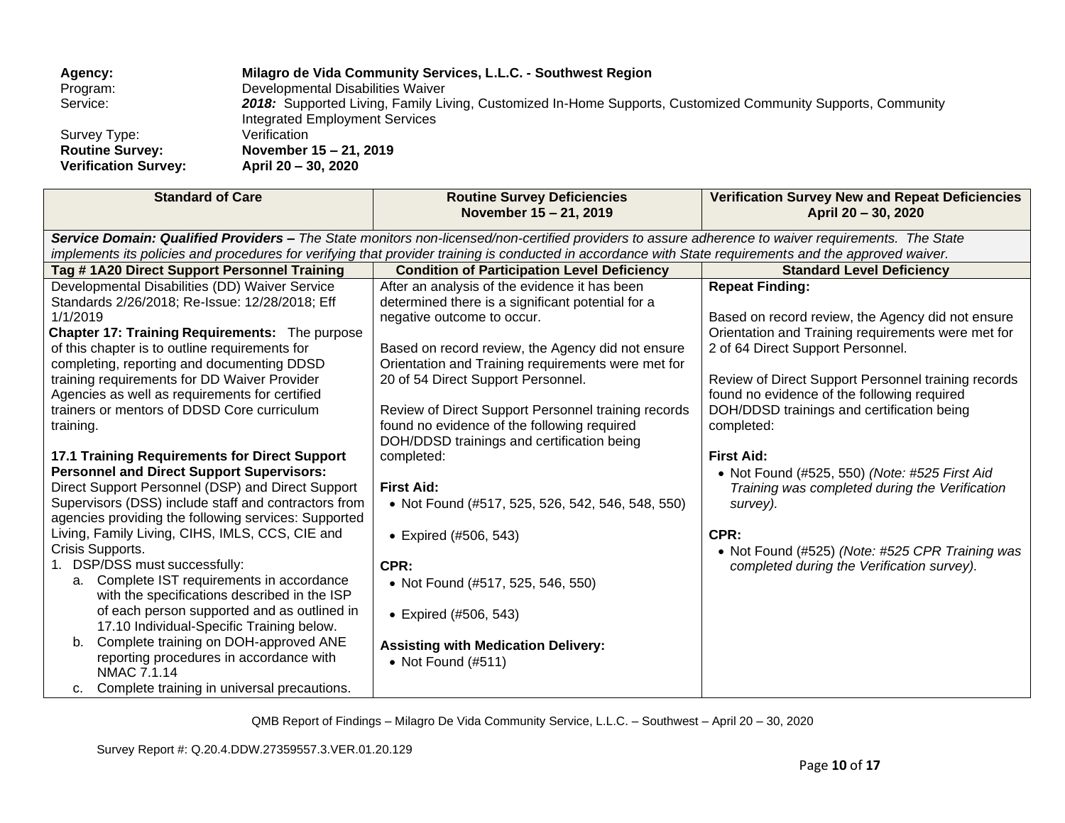**Agency:** **Milagro de Vida Community Services, L.L.C. - Southwest Region**
Program: Developmental Disabilities Waiver
Service: ***2018:*** Supported Living, Family Living, Customized In-Home Supports, Customized Community Supports, Community Integrated Employment Services
Survey Type: Verification
**Routine Survey:** **November 15 – 21, 2019**
**Verification Survey:** **April 20 – 30, 2020**

| Standard of Care | Routine Survey Deficiencies November 15 – 21, 2019 | Verification Survey New and Repeat Deficiencies April 20 – 30, 2020 |
|---|---|---|
| ***Service Domain: Qualified Providers –*** *The State monitors non-licensed/non-certified providers to assure adherence to waiver requirements. The State implements its policies and procedures for verifying that provider training is conducted in accordance with State requirements and the approved waiver.* | | |
| **Tag # 1A20 Direct Support Personnel Training** | **Condition of Participation Level Deficiency** | **Standard Level Deficiency** |
| Developmental Disabilities (DD) Waiver Service Standards 2/26/2018; Re-Issue: 12/28/2018; Eff 1/1/2019<br>**Chapter 17: Training Requirements:** The purpose of this chapter is to outline requirements for completing, reporting and documenting DDSD training requirements for DD Waiver Provider Agencies as well as requirements for certified trainers or mentors of DDSD Core curriculum training.<br><br>**17.1 Training Requirements for Direct Support Personnel and Direct Support Supervisors:** Direct Support Personnel (DSP) and Direct Support Supervisors (DSS) include staff and contractors from agencies providing the following services: Supported Living, Family Living, CIHS, IMLS, CCS, CIE and Crisis Supports.<br>1. DSP/DSS must successfully:<br>a. Complete IST requirements in accordance with the specifications described in the ISP of each person supported and as outlined in 17.10 Individual-Specific Training below.<br>b. Complete training on DOH-approved ANE reporting procedures in accordance with NMAC 7.1.14<br>c. Complete training in universal precautions. | After an analysis of the evidence it has been determined there is a significant potential for a negative outcome to occur.<br><br>Based on record review, the Agency did not ensure Orientation and Training requirements were met for 20 of 54 Direct Support Personnel.<br><br>Review of Direct Support Personnel training records found no evidence of the following required DOH/DDSD trainings and certification being completed:<br><br>**First Aid:**<br>• Not Found (#517, 525, 526, 542, 546, 548, 550)<br><br>• Expired (#506, 543)<br><br>**CPR:**<br>• Not Found (#517, 525, 546, 550)<br><br>• Expired (#506, 543)<br><br>**Assisting with Medication Delivery:**<br>• Not Found (#511) | **Repeat Finding:**<br><br>Based on record review, the Agency did not ensure Orientation and Training requirements were met for 2 of 64 Direct Support Personnel.<br><br>Review of Direct Support Personnel training records found no evidence of the following required DOH/DDSD trainings and certification being completed:<br><br>**First Aid:**<br>• Not Found (#525, 550) *(Note: #525 First Aid Training was completed during the Verification survey).*<br><br>**CPR:**<br>• Not Found (#525) *(Note: #525 CPR Training was completed during the Verification survey).* |

QMB Report of Findings – Milagro De Vida Community Service, L.L.C. – Southwest – April 20 – 30, 2020

Survey Report #: Q.20.4.DDW.27359557.3.VER.01.20.129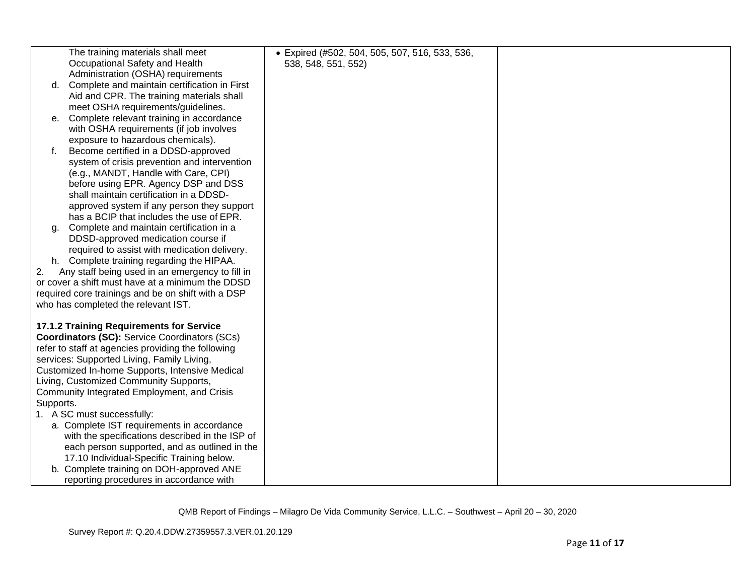| | | |
|---|---|---|
| The training materials shall meet Occupational Safety and Health Administration (OSHA) requirements<br>d. Complete and maintain certification in First Aid and CPR. The training materials shall meet OSHA requirements/guidelines.<br>e. Complete relevant training in accordance with OSHA requirements (if job involves exposure to hazardous chemicals).<br>f. Become certified in a DDSD-approved system of crisis prevention and intervention (e.g., MANDT, Handle with Care, CPI) before using EPR. Agency DSP and DSS shall maintain certification in a DDSD-approved system if any person they support has a BCIP that includes the use of EPR.<br>g. Complete and maintain certification in a DDSD-approved medication course if required to assist with medication delivery.<br>h. Complete training regarding the HIPAA.<br>2. Any staff being used in an emergency to fill in or cover a shift must have at a minimum the DDSD required core trainings and be on shift with a DSP who has completed the relevant IST.<br><br>**17.1.2 Training Requirements for Service Coordinators (SC):** Service Coordinators (SCs) refer to staff at agencies providing the following services: Supported Living, Family Living, Customized In-home Supports, Intensive Medical Living, Customized Community Supports, Community Integrated Employment, and Crisis Supports.<br>1. A SC must successfully:<br>a. Complete IST requirements in accordance with the specifications described in the ISP of each person supported, and as outlined in the 17.10 Individual-Specific Training below.<br>b. Complete training on DOH-approved ANE reporting procedures in accordance with | • Expired (#502, 504, 505, 507, 516, 533, 536, 538, 548, 551, 552) | |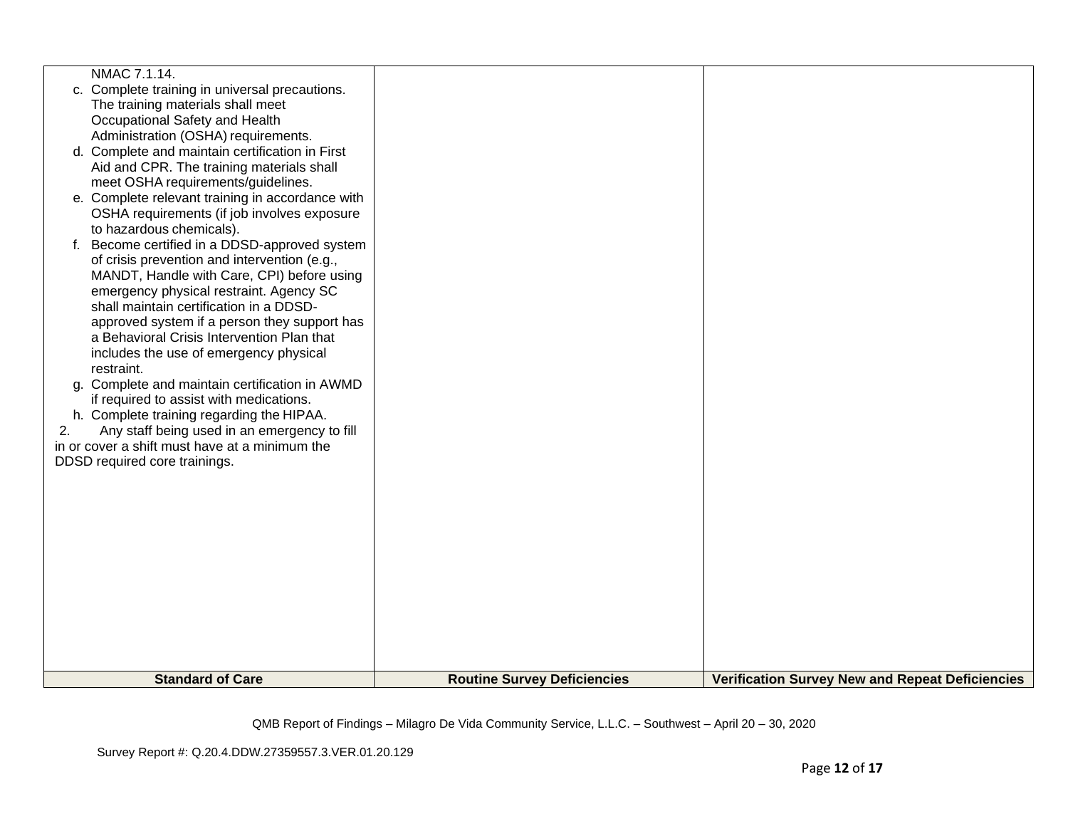| Standard of Care | Routine Survey Deficiencies | Verification Survey New and Repeat Deficiencies |
|---|---|---|
| NMAC 7.1.14.<br>c. Complete training in universal precautions. The training materials shall meet Occupational Safety and Health Administration (OSHA) requirements.<br>d. Complete and maintain certification in First Aid and CPR. The training materials shall meet OSHA requirements/guidelines.<br>e. Complete relevant training in accordance with OSHA requirements (if job involves exposure to hazardous chemicals).<br>f. Become certified in a DDSD-approved system of crisis prevention and intervention (e.g., MANDT, Handle with Care, CPI) before using emergency physical restraint. Agency SC shall maintain certification in a DDSD-approved system if a person they support has a Behavioral Crisis Intervention Plan that includes the use of emergency physical restraint.<br>g. Complete and maintain certification in AWMD if required to assist with medications.<br>h. Complete training regarding the HIPAA.<br>2. Any staff being used in an emergency to fill in or cover a shift must have at a minimum the DDSD required core trainings. | | |

QMB Report of Findings – Milagro De Vida Community Service, L.L.C. – Southwest – April 20 – 30, 2020

Survey Report #: Q.20.4.DDW.27359557.3.VER.01.20.129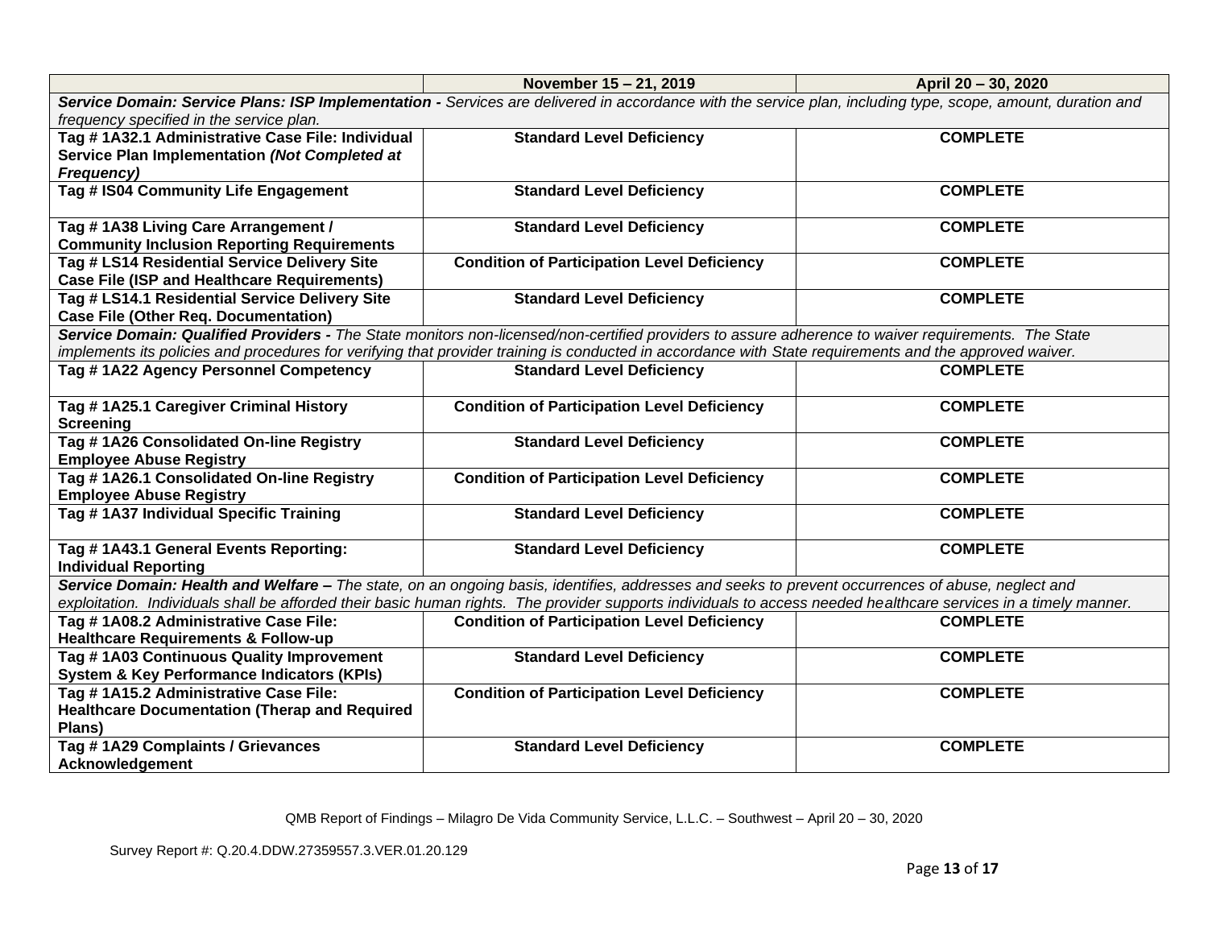| | November 15 – 21, 2019 | April 20 – 30, 2020 |
|---|---|---|
| ***Service Domain: Service Plans: ISP Implementation -*** *Services are delivered in accordance with the service plan, including type, scope, amount, duration and frequency specified in the service plan.* | | |
| **Tag # 1A32.1 Administrative Case File: Individual Service Plan Implementation *(Not Completed at Frequency)*** | **Standard Level Deficiency** | **COMPLETE** |
| **Tag # IS04 Community Life Engagement** | **Standard Level Deficiency** | **COMPLETE** |
| **Tag # 1A38 Living Care Arrangement / Community Inclusion Reporting Requirements** | **Standard Level Deficiency** | **COMPLETE** |
| **Tag # LS14 Residential Service Delivery Site Case File (ISP and Healthcare Requirements)** | **Condition of Participation Level Deficiency** | **COMPLETE** |
| **Tag # LS14.1 Residential Service Delivery Site Case File (Other Req. Documentation)** | **Standard Level Deficiency** | **COMPLETE** |
| ***Service Domain: Qualified Providers -*** *The State monitors non-licensed/non-certified providers to assure adherence to waiver requirements. The State implements its policies and procedures for verifying that provider training is conducted in accordance with State requirements and the approved waiver.* | | |
| **Tag # 1A22 Agency Personnel Competency** | **Standard Level Deficiency** | **COMPLETE** |
| **Tag # 1A25.1 Caregiver Criminal History Screening** | **Condition of Participation Level Deficiency** | **COMPLETE** |
| **Tag # 1A26 Consolidated On-line Registry Employee Abuse Registry** | **Standard Level Deficiency** | **COMPLETE** |
| **Tag # 1A26.1 Consolidated On-line Registry Employee Abuse Registry** | **Condition of Participation Level Deficiency** | **COMPLETE** |
| **Tag # 1A37 Individual Specific Training** | **Standard Level Deficiency** | **COMPLETE** |
| **Tag # 1A43.1 General Events Reporting: Individual Reporting** | **Standard Level Deficiency** | **COMPLETE** |
| ***Service Domain: Health and Welfare –*** *The state, on an ongoing basis, identifies, addresses and seeks to prevent occurrences of abuse, neglect and exploitation. Individuals shall be afforded their basic human rights. The provider supports individuals to access needed healthcare services in a timely manner.* | | |
| **Tag # 1A08.2 Administrative Case File: Healthcare Requirements & Follow-up** | **Condition of Participation Level Deficiency** | **COMPLETE** |
| **Tag # 1A03 Continuous Quality Improvement System & Key Performance Indicators (KPIs)** | **Standard Level Deficiency** | **COMPLETE** |
| **Tag # 1A15.2 Administrative Case File: Healthcare Documentation (Therap and Required Plans)** | **Condition of Participation Level Deficiency** | **COMPLETE** |
| **Tag # 1A29 Complaints / Grievances Acknowledgement** | **Standard Level Deficiency** | **COMPLETE** |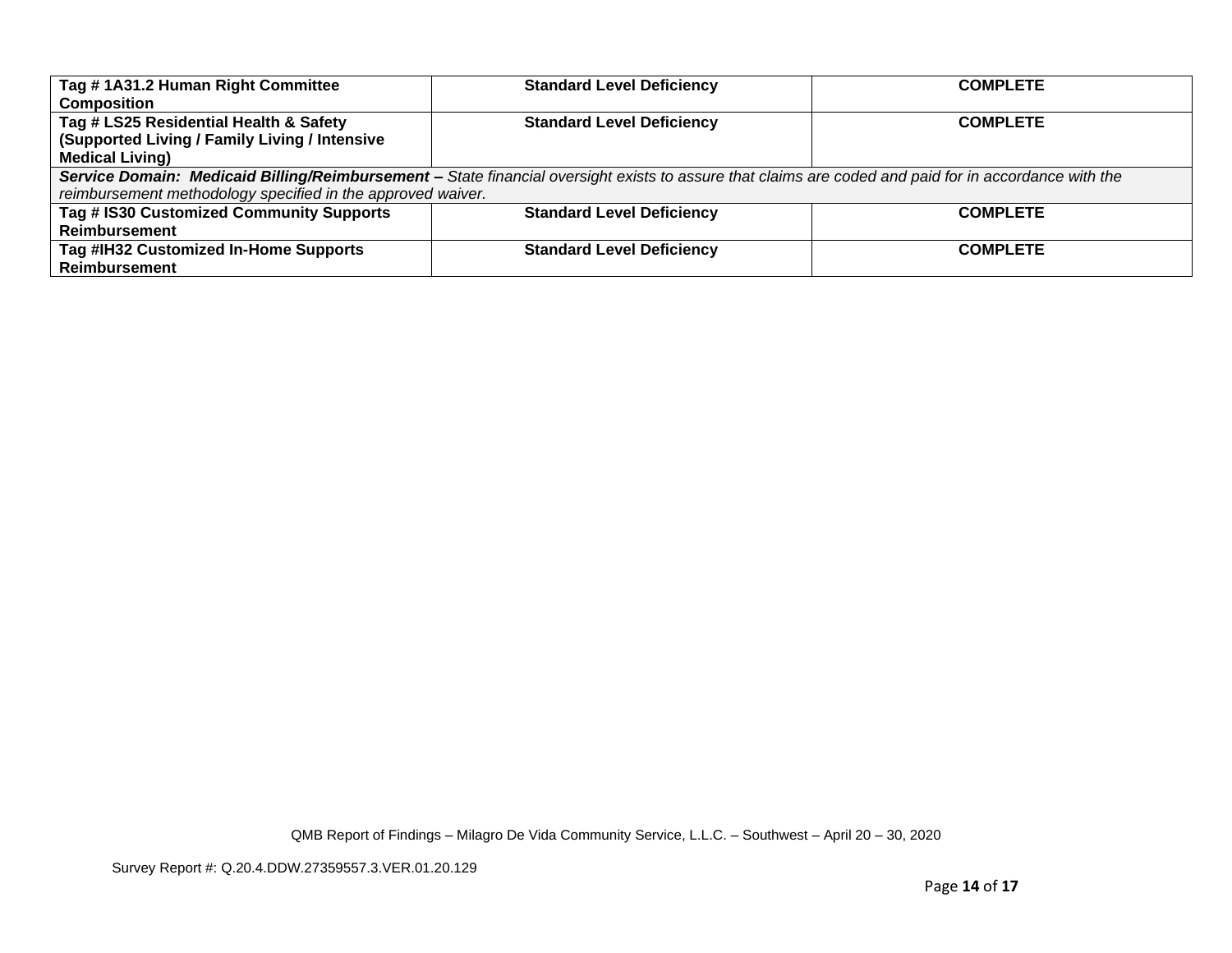| | | |
|---|---|---|
| **Tag # 1A31.2 Human Right Committee Composition** | **Standard Level Deficiency** | **COMPLETE** |
| **Tag # LS25 Residential Health & Safety (Supported Living / Family Living / Intensive Medical Living)** | **Standard Level Deficiency** | **COMPLETE** |
| ***Service Domain: Medicaid Billing/Reimbursement –*** *State financial oversight exists to assure that claims are coded and paid for in accordance with the reimbursement methodology specified in the approved waiver.* | | |
| **Tag # IS30 Customized Community Supports Reimbursement** | **Standard Level Deficiency** | **COMPLETE** |
| **Tag #IH32 Customized In-Home Supports Reimbursement** | **Standard Level Deficiency** | **COMPLETE** |

QMB Report of Findings – Milagro De Vida Community Service, L.L.C. – Southwest – April 20 – 30, 2020

Survey Report #: Q.20.4.DDW.27359557.3.VER.01.20.129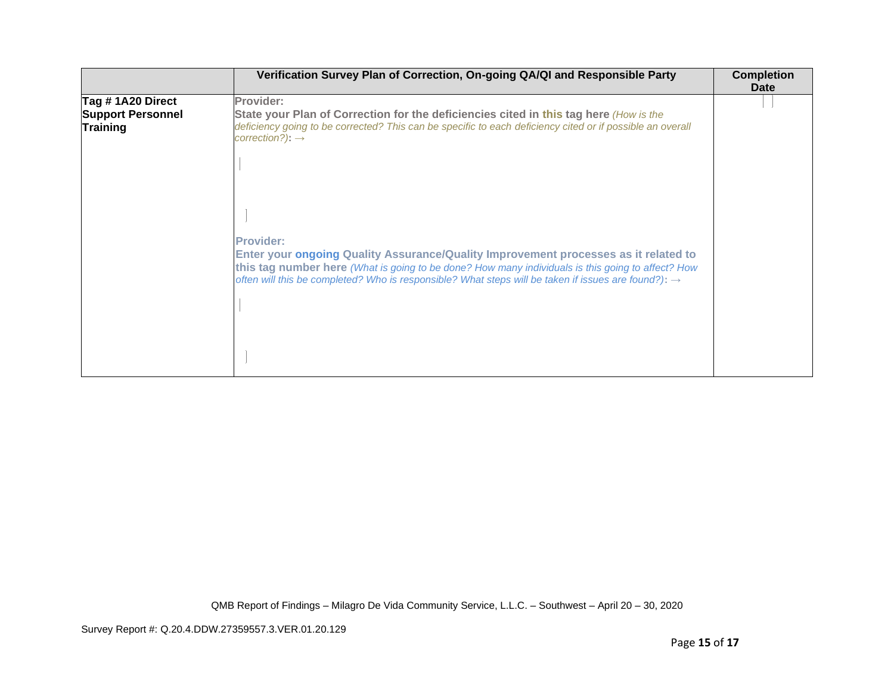| | Verification Survey Plan of Correction, On-going QA/QI and Responsible Party | Completion Date |
|---|---|---|
| **Tag # 1A20 Direct Support Personnel Training** | **Provider:**<br>**State your Plan of Correction for the deficiencies cited in this tag here** *(How is the deficiency going to be corrected? This can be specific to each deficiency cited or if possible an overall correction?)*: →<br><br><br>**Provider:**<br>**Enter your ongoing Quality Assurance/Quality Improvement processes as it related to this tag number here** *(What is going to be done? How many individuals is this going to affect? How often will this be completed? Who is responsible? What steps will be taken if issues are found?)*: → | |

QMB Report of Findings – Milagro De Vida Community Service, L.L.C. – Southwest – April 20 – 30, 2020

Survey Report #: Q.20.4.DDW.27359557.3.VER.01.20.129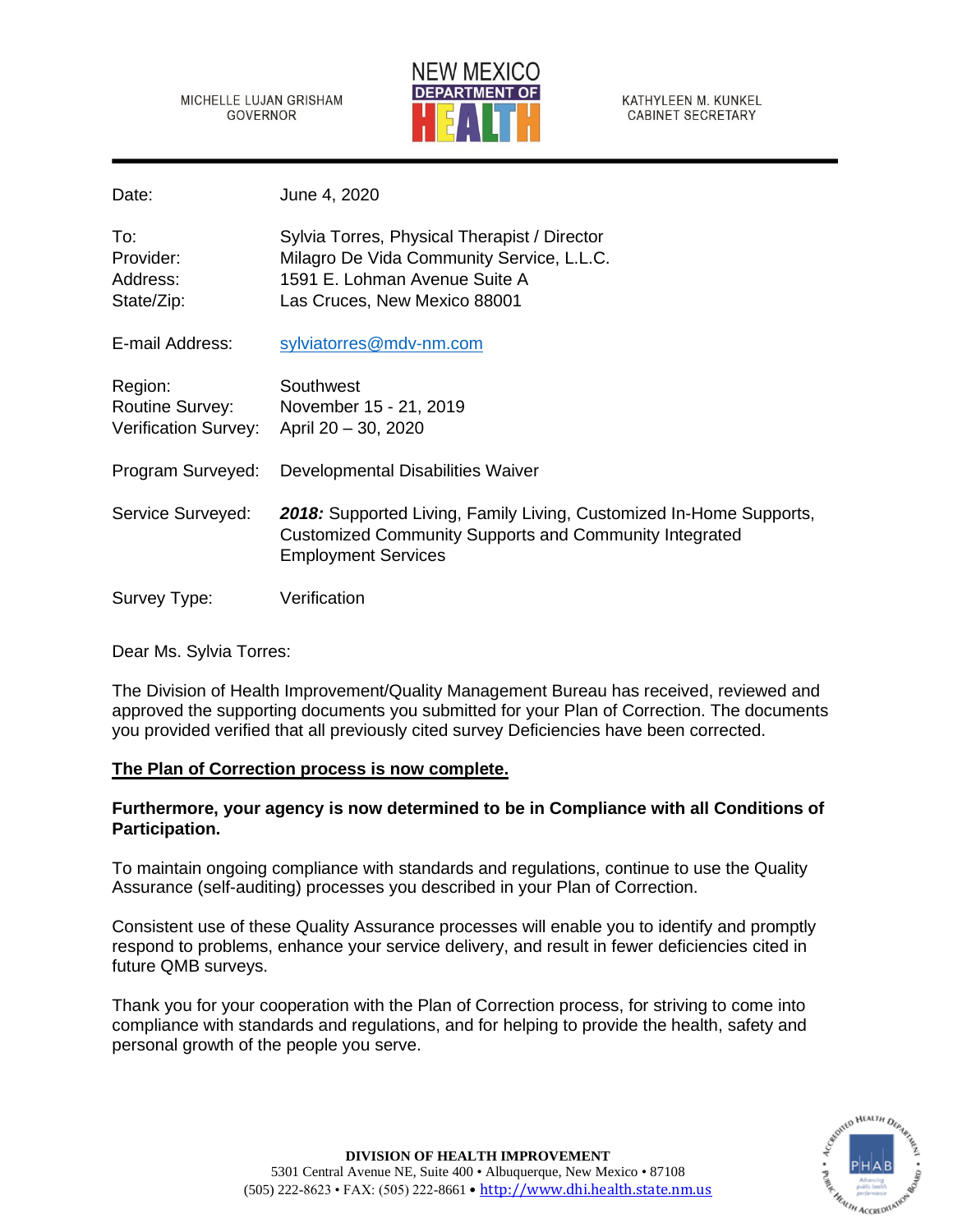MICHELLE LUJAN GRISHAM
GOVERNOR

NEW MEXICO
DEPARTMENT OF
HEALTH

KATHYLEEN M. KUNKEL
CABINET SECRETARY

| | |
|---|---|
| Date: | June 4, 2020 |
| To: | Sylvia Torres, Physical Therapist / Director |
| Provider: | Milagro De Vida Community Service, L.L.C. |
| Address: | 1591 E. Lohman Avenue Suite A |
| State/Zip: | Las Cruces, New Mexico 88001 |
| E-mail Address: | sylviatorres@mdv-nm.com |
| Region: | Southwest |
| Routine Survey: | November 15 - 21, 2019 |
| Verification Survey: | April 20 – 30, 2020 |
| Program Surveyed: | Developmental Disabilities Waiver |
| Service Surveyed: | ***2018:*** Supported Living, Family Living, Customized In-Home Supports, Customized Community Supports and Community Integrated Employment Services |
| Survey Type: | Verification |

Dear Ms. Sylvia Torres:

The Division of Health Improvement/Quality Management Bureau has received, reviewed and approved the supporting documents you submitted for your Plan of Correction. The documents you provided verified that all previously cited survey Deficiencies have been corrected.

**The Plan of Correction process is now complete.**

**Furthermore, your agency is now determined to be in Compliance with all Conditions of Participation.**

To maintain ongoing compliance with standards and regulations, continue to use the Quality Assurance (self-auditing) processes you described in your Plan of Correction.

Consistent use of these Quality Assurance processes will enable you to identify and promptly respond to problems, enhance your service delivery, and result in fewer deficiencies cited in future QMB surveys.

Thank you for your cooperation with the Plan of Correction process, for striving to come into compliance with standards and regulations, and for helping to provide the health, safety and personal growth of the people you serve.

**DIVISION OF HEALTH IMPROVEMENT**
5301 Central Avenue NE, Suite 400 • Albuquerque, New Mexico • 87108
(505) 222-8623 • FAX: (505) 222-8661 • http://www.dhi.health.state.nm.us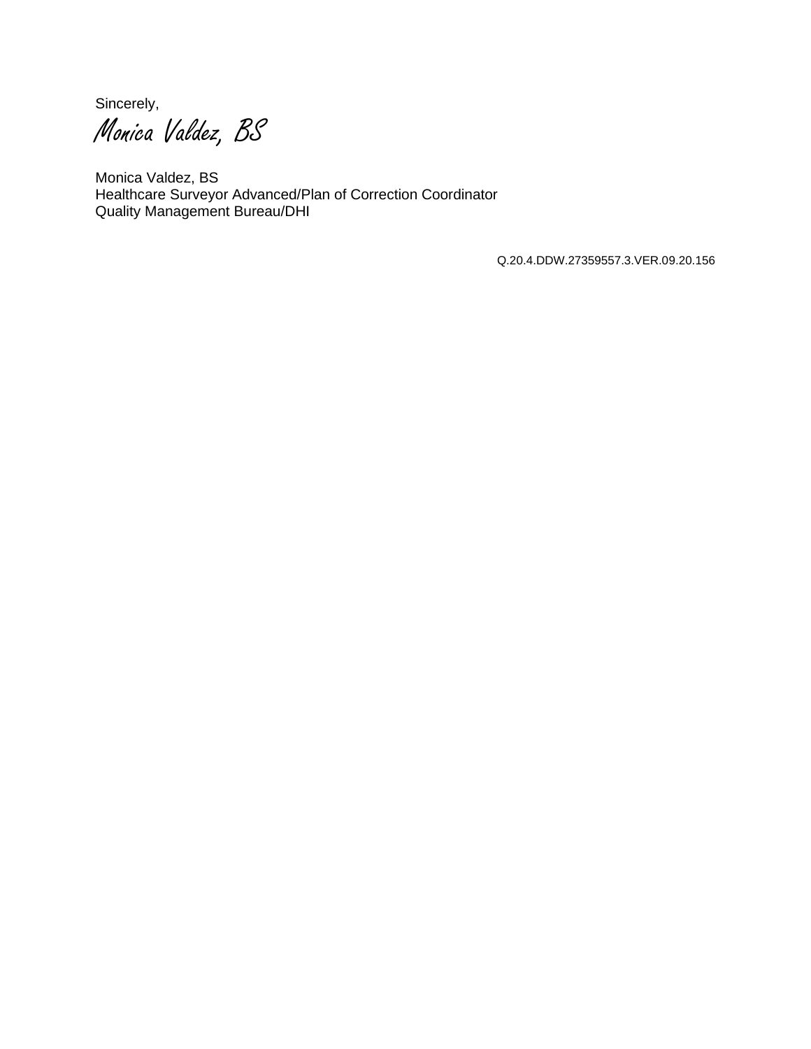Sincerely,

*Monica Valdez, BS*

Monica Valdez, BS
Healthcare Surveyor Advanced/Plan of Correction Coordinator
Quality Management Bureau/DHI

Q.20.4.DDW.27359557.3.VER.09.20.156